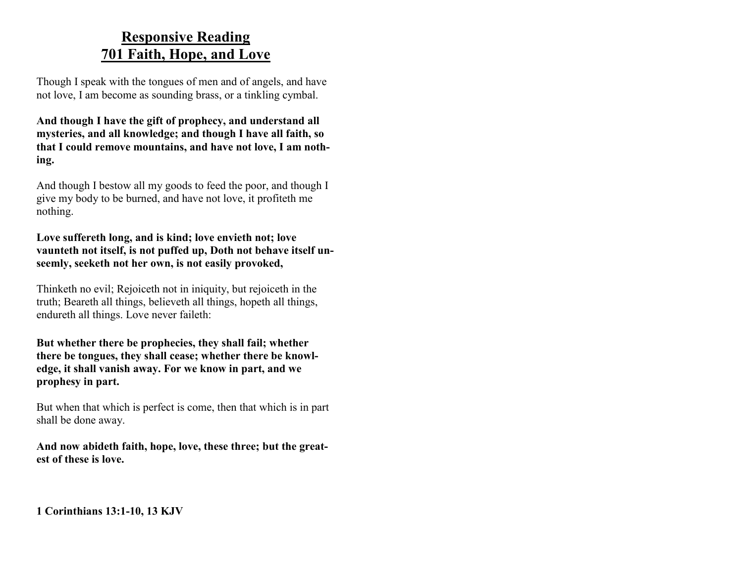# Responsive Reading
# 701 Faith, Hope, and Love

Though I speak with the tongues of men and of angels, and have not love, I am become as sounding brass, or a tinkling cymbal.

**And though I have the gift of prophecy, and understand all mysteries, and all knowledge; and though I have all faith, so that I could remove mountains, and have not love, I am nothing.**

And though I bestow all my goods to feed the poor, and though I give my body to be burned, and have not love, it profiteth me nothing.

**Love suffereth long, and is kind; love envieth not; love vaunteth not itself, is not puffed up, Doth not behave itself unseemly, seeketh not her own, is not easily provoked,**

Thinketh no evil; Rejoiceth not in iniquity, but rejoiceth in the truth; Beareth all things, believeth all things, hopeth all things, endureth all things. Love never faileth:

**But whether there be prophecies, they shall fail; whether there be tongues, they shall cease; whether there be knowledge, it shall vanish away. For we know in part, and we prophesy in part.**

But when that which is perfect is come, then that which is in part shall be done away.

**And now abideth faith, hope, love, these three; but the greatest of these is love.**

**1 Corinthians 13:1-10, 13 KJV**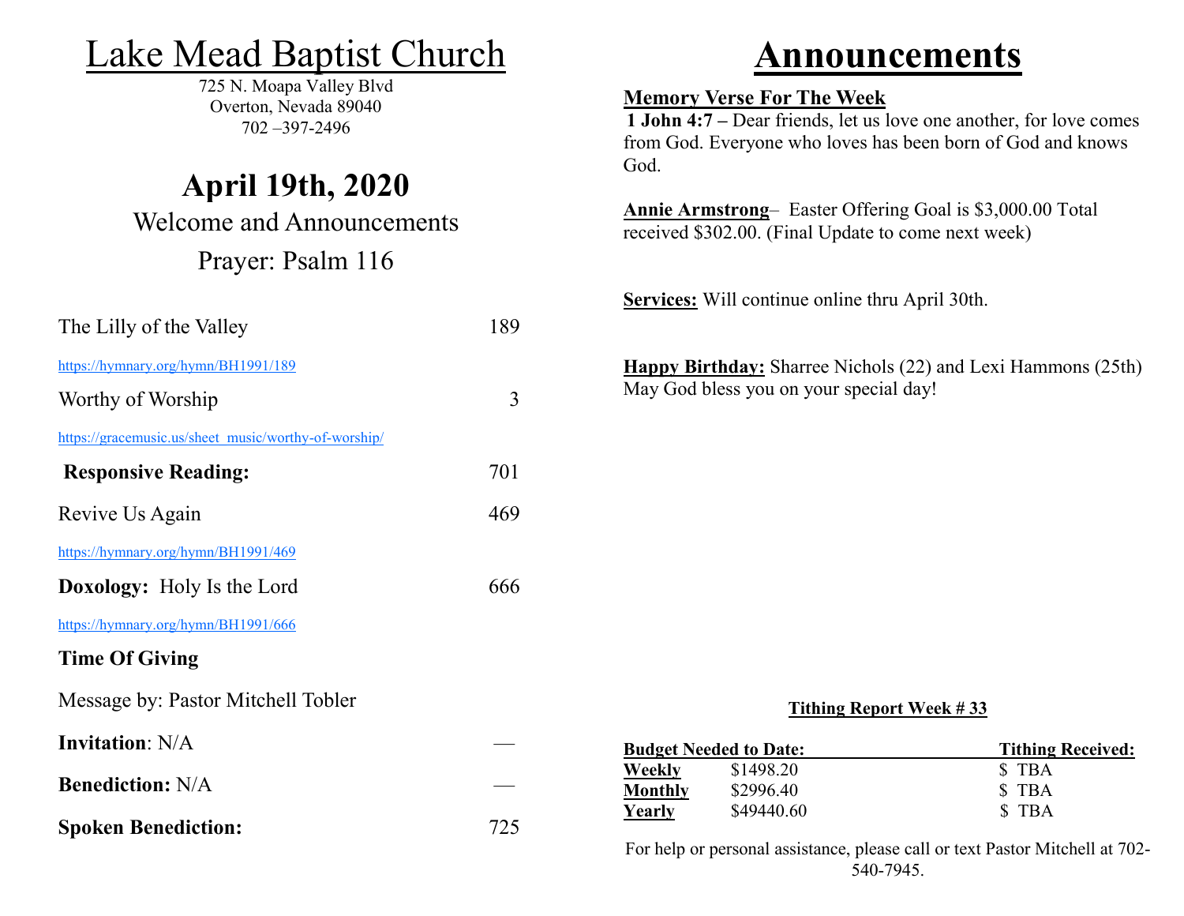# Lake Mead Baptist Church

725 N. Moapa Valley Blvd
Overton, Nevada 89040
702 –397-2496

## April 19th, 2020

Welcome and Announcements

Prayer: Psalm 116

| | |
|---|---|
| The Lilly of the Valley | 189 |
| https://hymnary.org/hymn/BH1991/189 | |
| Worthy of Worship | 3 |
| https://gracemusic.us/sheet_music/worthy-of-worship/ | |
| **Responsive Reading:** | 701 |
| Revive Us Again | 469 |
| https://hymnary.org/hymn/BH1991/469 | |
| **Doxology:** Holy Is the Lord | 666 |
| https://hymnary.org/hymn/BH1991/666 | |
| **Time Of Giving** | |
| Message by: Pastor Mitchell Tobler | |
| **Invitation**: N/A | — |
| **Benediction:** N/A | — |
| **Spoken Benediction:** | 725 |

# Announcements

**Memory Verse For The Week**

**1 John 4:7 –** Dear friends, let us love one another, for love comes from God. Everyone who loves has been born of God and knows God.

**Annie Armstrong**– Easter Offering Goal is $3,000.00 Total received $302.00. (Final Update to come next week)

**Services:** Will continue online thru April 30th.

**Happy Birthday:** Sharree Nichols (22) and Lexi Hammons (25th) May God bless you on your special day!

**Tithing Report Week # 33**

| Budget Needed to Date: | | Tithing Received: |
|---|---|---|
| **Weekly** | $1498.20 | $ TBA |
| **Monthly** | $2996.40 | $ TBA |
| **Yearly** | $49440.60 | $ TBA |

For help or personal assistance, please call or text Pastor Mitchell at 702-540-7945.